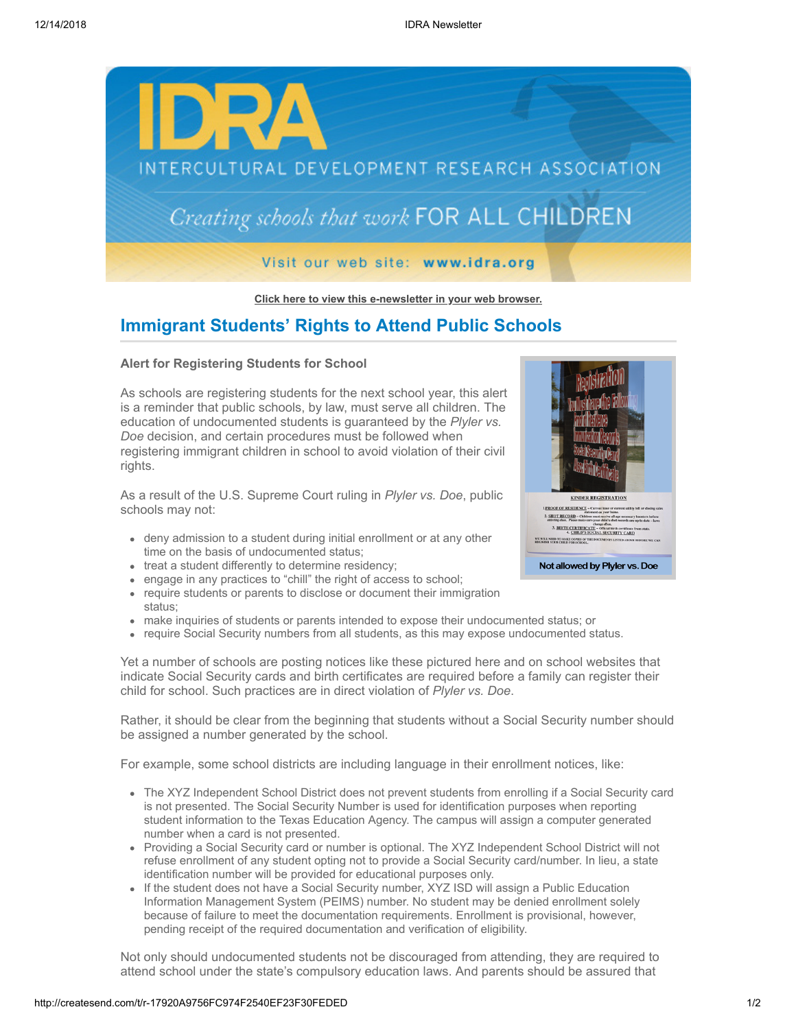Click here to view this e-newsletter in your web browser.

## Immigrant Students' Rights to Attend Public Schools

**Alert for Registering Students for School**

As schools are registering students for the next school year, this alert is a reminder that public schools, by law, must serve all children. The education of undocumented students is guaranteed by the *Plyler vs. Doe* decision, and certain procedures must be followed when registering immigrant children in school to avoid violation of their civil rights.

As a result of the U.S. Supreme Court ruling in *Plyler vs. Doe*, public schools may not:

- deny admission to a student during initial enrollment or at any other time on the basis of undocumented status;
- treat a student differently to determine residency;
- engage in any practices to "chill" the right of access to school;
- require students or parents to disclose or document their immigration status;
- make inquiries of students or parents intended to expose their undocumented status; or
- require Social Security numbers from all students, as this may expose undocumented status.

Not allowed by Plyler vs. Doe

Yet a number of schools are posting notices like these pictured here and on school websites that indicate Social Security cards and birth certificates are required before a family can register their child for school. Such practices are in direct violation of *Plyler vs. Doe*.

Rather, it should be clear from the beginning that students without a Social Security number should be assigned a number generated by the school.

For example, some school districts are including language in their enrollment notices, like:

- The XYZ Independent School District does not prevent students from enrolling if a Social Security card is not presented. The Social Security Number is used for identification purposes when reporting student information to the Texas Education Agency. The campus will assign a computer generated number when a card is not presented.
- Providing a Social Security card or number is optional. The XYZ Independent School District will not refuse enrollment of any student opting not to provide a Social Security card/number. In lieu, a state identification number will be provided for educational purposes only.
- If the student does not have a Social Security number, XYZ ISD will assign a Public Education Information Management System (PEIMS) number. No student may be denied enrollment solely because of failure to meet the documentation requirements. Enrollment is provisional, however, pending receipt of the required documentation and verification of eligibility.

Not only should undocumented students not be discouraged from attending, they are required to attend school under the state's compulsory education laws. And parents should be assured that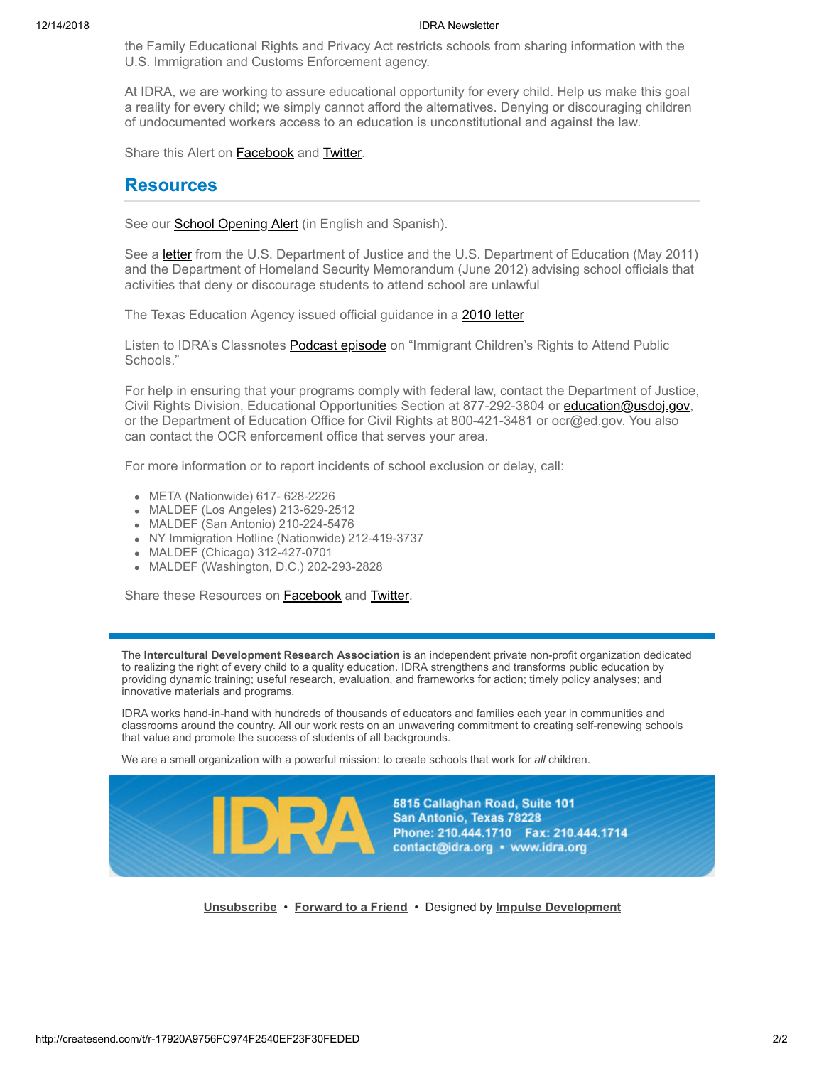the Family Educational Rights and Privacy Act restricts schools from sharing information with the U.S. Immigration and Customs Enforcement agency.

At IDRA, we are working to assure educational opportunity for every child. Help us make this goal a reality for every child; we simply cannot afford the alternatives. Denying or discouraging children of undocumented workers access to an education is unconstitutional and against the law.

Share this Alert on Facebook and Twitter.

## Resources

See our School Opening Alert (in English and Spanish).

See a letter from the U.S. Department of Justice and the U.S. Department of Education (May 2011) and the Department of Homeland Security Memorandum (June 2012) advising school officials that activities that deny or discourage students to attend school are unlawful

The Texas Education Agency issued official guidance in a 2010 letter

Listen to IDRA's Classnotes Podcast episode on "Immigrant Children's Rights to Attend Public Schools."

For help in ensuring that your programs comply with federal law, contact the Department of Justice, Civil Rights Division, Educational Opportunities Section at 877-292-3804 or education@usdoj.gov, or the Department of Education Office for Civil Rights at 800-421-3481 or ocr@ed.gov. You also can contact the OCR enforcement office that serves your area.

For more information or to report incidents of school exclusion or delay, call:

- META (Nationwide) 617- 628-2226
- MALDEF (Los Angeles) 213-629-2512
- MALDEF (San Antonio) 210-224-5476
- NY Immigration Hotline (Nationwide) 212-419-3737
- MALDEF (Chicago) 312-427-0701
- MALDEF (Washington, D.C.) 202-293-2828

Share these Resources on Facebook and Twitter.

---

The **Intercultural Development Research Association** is an independent private non-profit organization dedicated to realizing the right of every child to a quality education. IDRA strengthens and transforms public education by providing dynamic training; useful research, evaluation, and frameworks for action; timely policy analyses; and innovative materials and programs.

IDRA works hand-in-hand with hundreds of thousands of educators and families each year in communities and classrooms around the country. All our work rests on an unwavering commitment to creating self-renewing schools that value and promote the success of students of all backgrounds.

We are a small organization with a powerful mission: to create schools that work for *all* children.

IDRA

5815 Callaghan Road, Suite 101
San Antonio, Texas 78228
Phone: 210.444.1710 Fax: 210.444.1714
contact@idra.org • www.idra.org

**Unsubscribe** • **Forward to a Friend** • Designed by **Impulse Development**